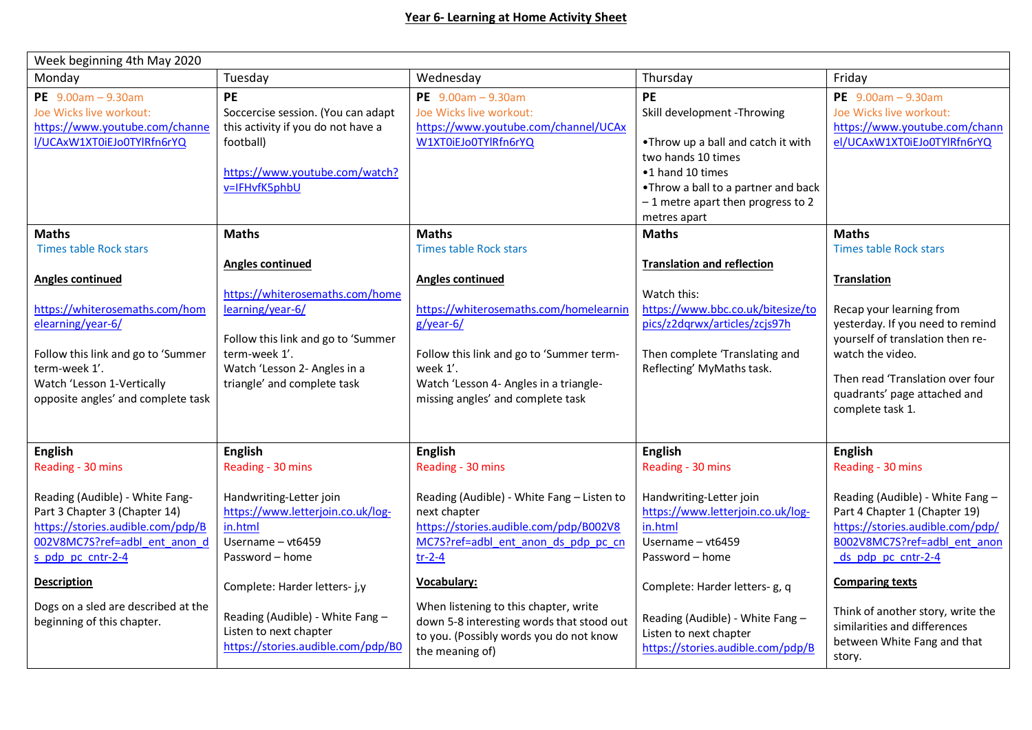# Year 6- Learning at Home Activity Sheet

| Week beginning 4th May 2020 | | | | |
|---|---|---|---|---|
| **Monday** | **Tuesday** | **Wednesday** | **Thursday** | **Friday** |
| **PE** 9.00am – 9.30am<br>Joe Wicks live workout:<br>https://www.youtube.com/channel/UCAxW1XT0iEJo0TYlRfn6rYQ | **PE**<br>Soccercise session. (You can adapt this activity if you do not have a football)<br><br>https://www.youtube.com/watch?v=IFHvfK5phbU | **PE** 9.00am – 9.30am<br>Joe Wicks live workout:<br>https://www.youtube.com/channel/UCAxW1XT0iEJo0TYlRfn6rYQ | **PE**<br>Skill development -Throwing<br><br>•Throw up a ball and catch it with two hands 10 times<br>•1 hand 10 times<br>•Throw a ball to a partner and back – 1 metre apart then progress to 2 metres apart | **PE** 9.00am – 9.30am<br>Joe Wicks live workout:<br>https://www.youtube.com/channel/UCAxW1XT0iEJo0TYlRfn6rYQ |
| **Maths**<br>Times table Rock stars<br><br>**Angles continued**<br><br>https://whiterosemaths.com/homelearning/year-6/<br><br>Follow this link and go to 'Summer term-week 1'.<br>Watch 'Lesson 1-Vertically opposite angles' and complete task | **Maths**<br><br>**Angles continued**<br><br>https://whiterosemaths.com/homelearning/year-6/<br><br>Follow this link and go to 'Summer term-week 1'.<br>Watch 'Lesson 2- Angles in a triangle' and complete task | **Maths**<br>Times table Rock stars<br><br>**Angles continued**<br><br>https://whiterosemaths.com/homelearning/year-6/<br><br>Follow this link and go to 'Summer term-week 1'.<br>Watch 'Lesson 4- Angles in a triangle-missing angles' and complete task | **Maths**<br><br>**Translation and reflection**<br><br>Watch this:<br>https://www.bbc.co.uk/bitesize/topics/z2dqrwx/articles/zcjs97h<br><br>Then complete 'Translating and Reflecting' MyMaths task. | **Maths**<br>Times table Rock stars<br><br>**Translation**<br><br>Recap your learning from yesterday. If you need to remind yourself of translation then re-watch the video.<br><br>Then read 'Translation over four quadrants' page attached and complete task 1. |
| **English**<br>Reading - 30 mins<br><br>Reading (Audible) - White Fang-Part 3 Chapter 3 (Chapter 14)<br>https://stories.audible.com/pdp/B002V8MC7S?ref=adbl_ent_anon_ds_pdp_pc_cntr-2-4<br><br>**Description**<br><br>Dogs on a sled are described at the beginning of this chapter. | **English**<br>Reading - 30 mins<br><br>Handwriting-Letter join<br>https://www.letterjoin.co.uk/log-in.html<br>Username – vt6459<br>Password – home<br><br>Complete: Harder letters- j,y<br><br>Reading (Audible) - White Fang – Listen to next chapter<br>https://stories.audible.com/pdp/B0 | **English**<br>Reading - 30 mins<br><br>Reading (Audible) - White Fang – Listen to next chapter<br>https://stories.audible.com/pdp/B002V8MC7S?ref=adbl_ent_anon_ds_pdp_pc_cntr-2-4<br><br>**Vocabulary:**<br><br>When listening to this chapter, write down 5-8 interesting words that stood out to you. (Possibly words you do not know the meaning of) | **English**<br>Reading - 30 mins<br><br>Handwriting-Letter join<br>https://www.letterjoin.co.uk/log-in.html<br>Username – vt6459<br>Password – home<br><br>Complete: Harder letters- g, q<br><br>Reading (Audible) - White Fang – Listen to next chapter<br>https://stories.audible.com/pdp/B | **English**<br>Reading - 30 mins<br><br>Reading (Audible) - White Fang – Part 4 Chapter 1 (Chapter 19)<br>https://stories.audible.com/pdp/B002V8MC7S?ref=adbl_ent_anon_ds_pdp_pc_cntr-2-4<br><br>**Comparing texts**<br><br>Think of another story, write the similarities and differences between White Fang and that story. |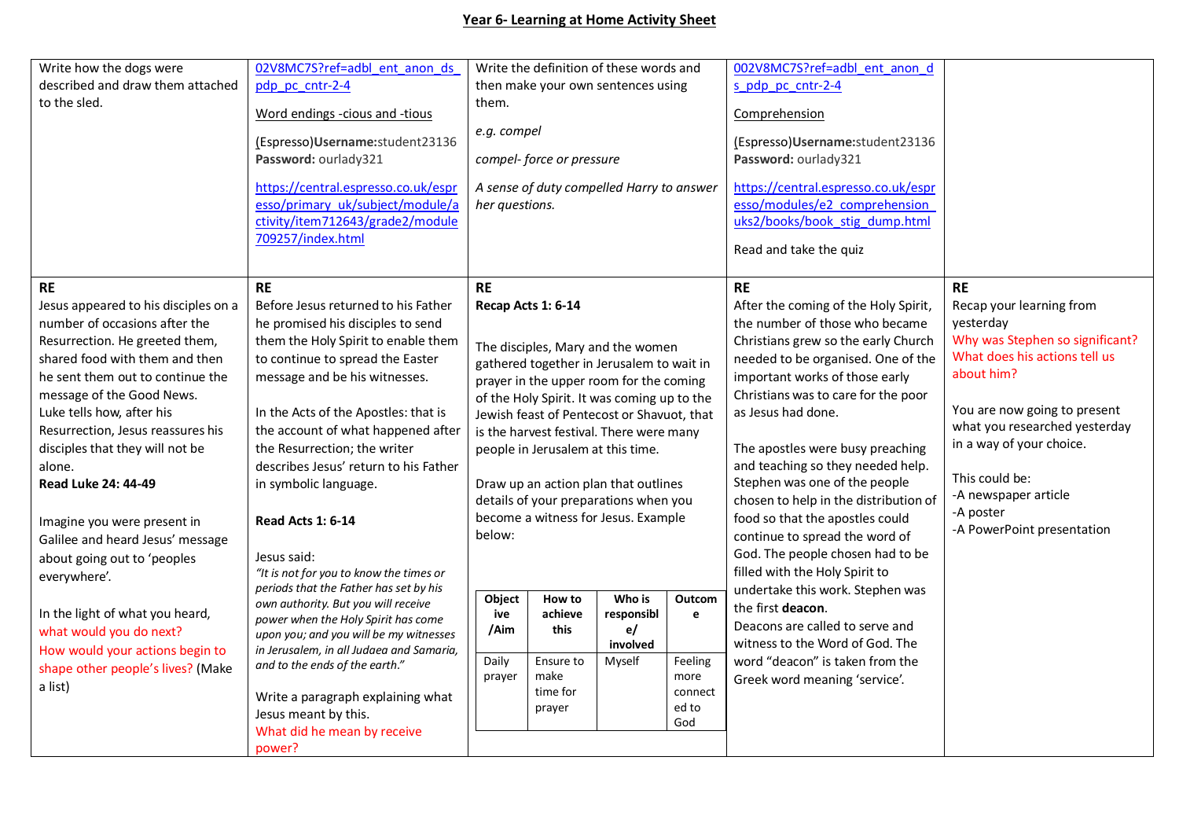**Year 6- Learning at Home Activity Sheet**

| | | | | |
|---|---|---|---|---|
| Write how the dogs were described and draw them attached to the sled. | 02V8MC7S?ref=adbl_ent_anon_ds_pdp_pc_cntr-2-4<br><br>Word endings -cious and -tious<br><br>(Espresso)**Username:**student23136<br>**Password:** ourlady321<br><br>https://central.espresso.co.uk/espresso/primary_uk/subject/module/activity/item712643/grade2/module709257/index.html | Write the definition of these words and then make your own sentences using them.<br><br>*e.g. compel*<br><br>*compel- force or pressure*<br><br>*A sense of duty compelled Harry to answer her questions.* | 002V8MC7S?ref=adbl_ent_anon_ds_pdp_pc_cntr-2-4<br><br>Comprehension<br><br>(Espresso)**Username:**student23136<br>**Password:** ourlady321<br><br>https://central.espresso.co.uk/espresso/modules/e2_comprehension_uks2/books/book_stig_dump.html<br><br>Read and take the quiz | |
| **RE**<br>Jesus appeared to his disciples on a number of occasions after the Resurrection. He greeted them, shared food with them and then he sent them out to continue the message of the Good News.<br>Luke tells how, after his Resurrection, Jesus reassures his disciples that they will not be alone.<br>**Read Luke 24: 44-49**<br><br>Imagine you were present in Galilee and heard Jesus' message about going out to 'peoples everywhere'.<br><br>In the light of what you heard, what would you do next?<br>How would your actions begin to shape other people's lives? (Make a list) | **RE**<br>Before Jesus returned to his Father he promised his disciples to send them the Holy Spirit to enable them to continue to spread the Easter message and be his witnesses.<br><br>In the Acts of the Apostles: that is the account of what happened after the Resurrection; the writer describes Jesus' return to his Father in symbolic language.<br><br>**Read Acts 1: 6-14**<br><br>Jesus said:<br>*"It is not for you to know the times or periods that the Father has set by his own authority. But you will receive power when the Holy Spirit has come upon you; and you will be my witnesses in Jerusalem, in all Judaea and Samaria, and to the ends of the earth."*<br><br>Write a paragraph explaining what Jesus meant by this.<br>What did he mean by receive power? | **RE**<br>**Recap Acts 1: 6-14**<br><br>The disciples, Mary and the women gathered together in Jerusalem to wait in prayer in the upper room for the coming of the Holy Spirit. It was coming up to the Jewish feast of Pentecost or Shavuot, that is the harvest festival. There were many people in Jerusalem at this time.<br><br>Draw up an action plan that outlines details of your preparations when you become a witness for Jesus. Example below:<br><br>**Objective /Aim** \| **How to achieve this** \| **Who is responsible/ involved** \| **Outcome**<br>Daily prayer \| Ensure to make time for prayer \| Myself \| Feeling more connected to God | **RE**<br>After the coming of the Holy Spirit, the number of those who became Christians grew so the early Church needed to be organised. One of the important works of those early Christians was to care for the poor as Jesus had done.<br><br>The apostles were busy preaching and teaching so they needed help. Stephen was one of the people chosen to help in the distribution of food so that the apostles could continue to spread the word of God. The people chosen had to be filled with the Holy Spirit to undertake this work. Stephen was the first **deacon**.<br>Deacons are called to serve and witness to the Word of God. The word "deacon" is taken from the Greek word meaning 'service'. | **RE**<br>Recap your learning from yesterday<br>Why was Stephen so significant?<br>What does his actions tell us about him?<br><br>You are now going to present what you researched yesterday in a way of your choice.<br><br>This could be:<br>-A newspaper article<br>-A poster<br>-A PowerPoint presentation |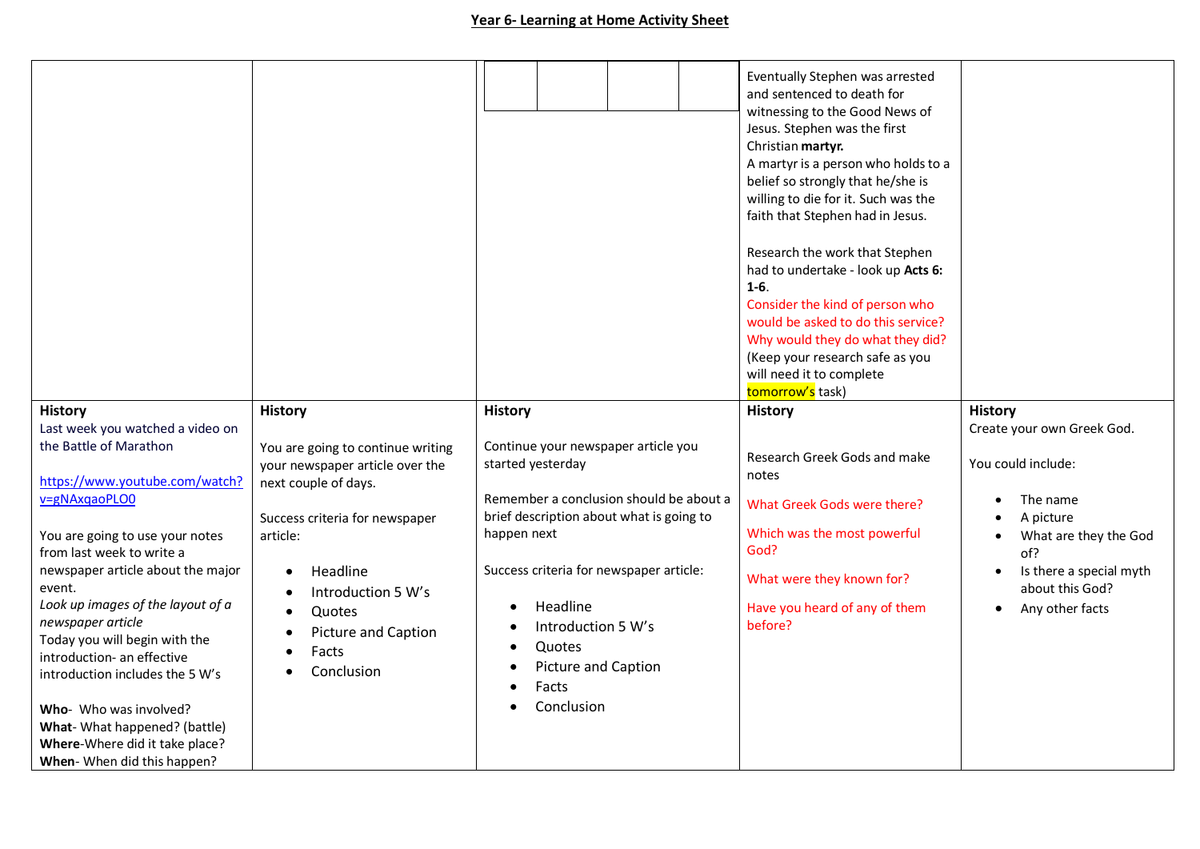## Year 6- Learning at Home Activity Sheet

| | | | | |
|---|---|---|---|---|
| | | | Eventually Stephen was arrested and sentenced to death for witnessing to the Good News of Jesus. Stephen was the first Christian **martyr.**<br>A martyr is a person who holds to a belief so strongly that he/she is willing to die for it. Such was the faith that Stephen had in Jesus.<br><br>Research the work that Stephen had to undertake - look up **Acts 6: 1-6**.<br>Consider the kind of person who would be asked to do this service?<br>Why would they do what they did?<br>(Keep your research safe as you will need it to complete tomorrow's task) | |
| **History**<br>Last week you watched a video on the Battle of Marathon<br><br>https://www.youtube.com/watch?v=gNAxqaoPLO0<br><br>You are going to use your notes from last week to write a newspaper article about the major event.<br>*Look up images of the layout of a newspaper article*<br>Today you will begin with the introduction- an effective introduction includes the 5 W's<br><br>**Who**- Who was involved?<br>**What**- What happened? (battle)<br>**Where**-Where did it take place?<br>**When**- When did this happen? | **History**<br><br>You are going to continue writing your newspaper article over the next couple of days.<br><br>Success criteria for newspaper article:<br><br>• Headline<br>• Introduction 5 W's<br>• Quotes<br>• Picture and Caption<br>• Facts<br>• Conclusion | **History**<br><br>Continue your newspaper article you started yesterday<br><br>Remember a conclusion should be about a brief description about what is going to happen next<br><br>Success criteria for newspaper article:<br><br>• Headline<br>• Introduction 5 W's<br>• Quotes<br>• Picture and Caption<br>• Facts<br>• Conclusion | **History**<br><br>Research Greek Gods and make notes<br><br>What Greek Gods were there?<br><br>Which was the most powerful God?<br><br>What were they known for?<br><br>Have you heard of any of them before? | **History**<br>Create your own Greek God.<br><br>You could include:<br><br>• The name<br>• A picture<br>• What are they the God of?<br>• Is there a special myth about this God?<br>• Any other facts |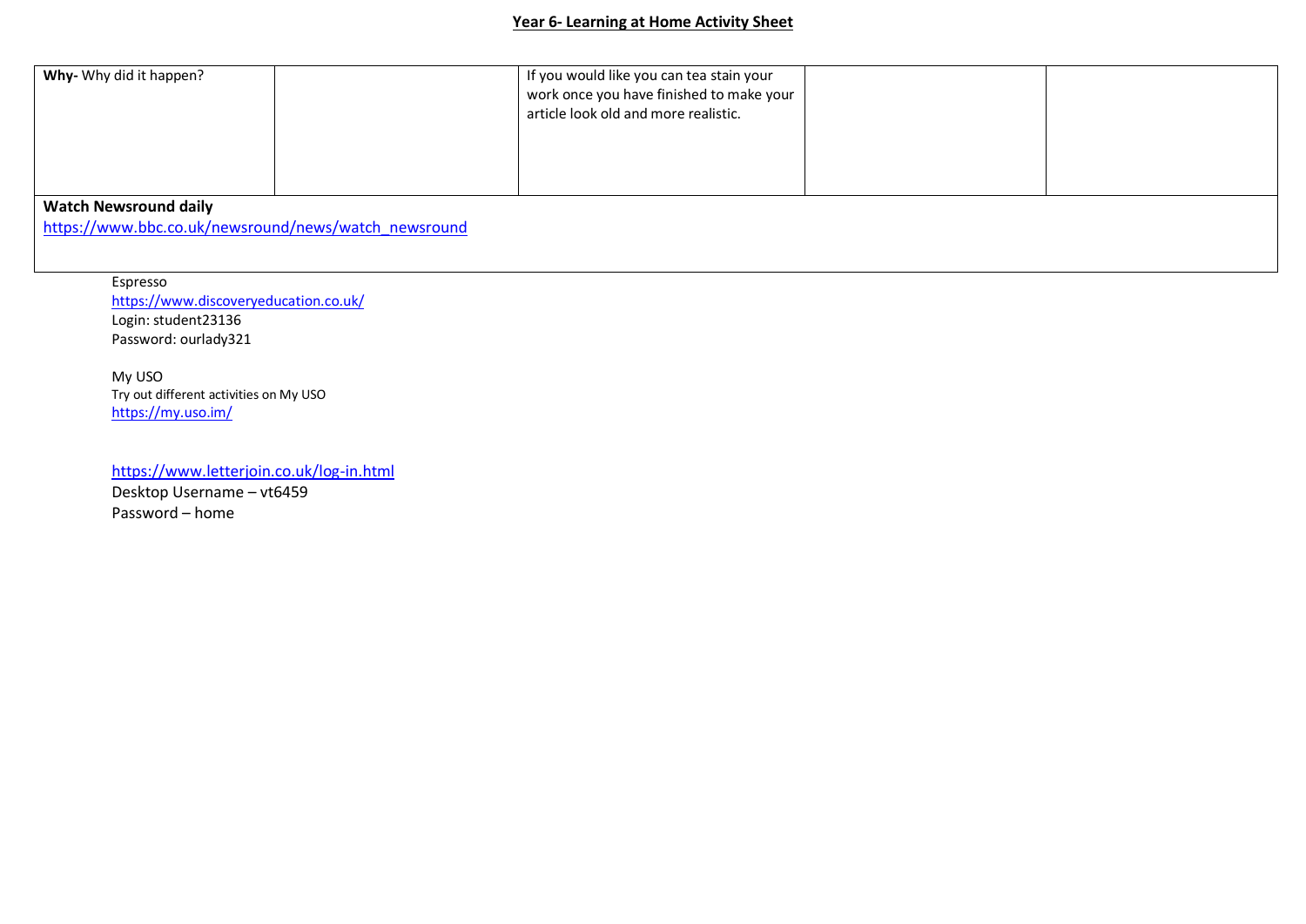**Year 6- Learning at Home Activity Sheet**

| | | | | |
|---|---|---|---|---|
| **Why-** Why did it happen? | | If you would like you can tea stain your work once you have finished to make your article look old and more realistic. | | |
| **Watch Newsround daily**<br>https://www.bbc.co.uk/newsround/news/watch_newsround | | | | |

Espresso
https://www.discoveryeducation.co.uk/
Login: student23136
Password: ourlady321

My USO
Try out different activities on My USO
https://my.uso.im/

https://www.letterjoin.co.uk/log-in.html
Desktop Username – vt6459
Password – home